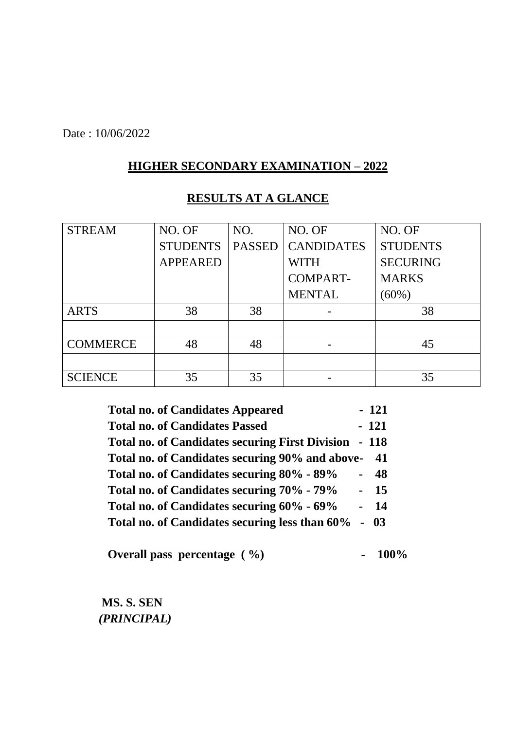Date : 10/06/2022

## HIGHER SECONDARY EXAMINATION – 2022

## RESULTS AT A GLANCE

| STREAM | NO. OF STUDENTS APPEARED | NO. PASSED | NO. OF CANDIDATES WITH COMPART-MENTAL | NO. OF STUDENTS SECURING MARKS (60%) |
|---|---|---|---|---|
| ARTS | 38 | 38 | - | 38 |
| | | | | |
| COMMERCE | 48 | 48 | - | 45 |
| | | | | |
| SCIENCE | 35 | 35 | - | 35 |

**Total no. of Candidates Appeared - 121**
**Total no. of Candidates Passed - 121**
**Total no. of Candidates securing First Division - 118**
**Total no. of Candidates securing 90% and above- 41**
**Total no. of Candidates securing 80% - 89% - 48**
**Total no. of Candidates securing 70% - 79% - 15**
**Total no. of Candidates securing 60% - 69% - 14**
**Total no. of Candidates securing less than 60% - 03**

**Overall pass percentage ( %) - 100%**

**MS. S. SEN**
***(PRINCIPAL)***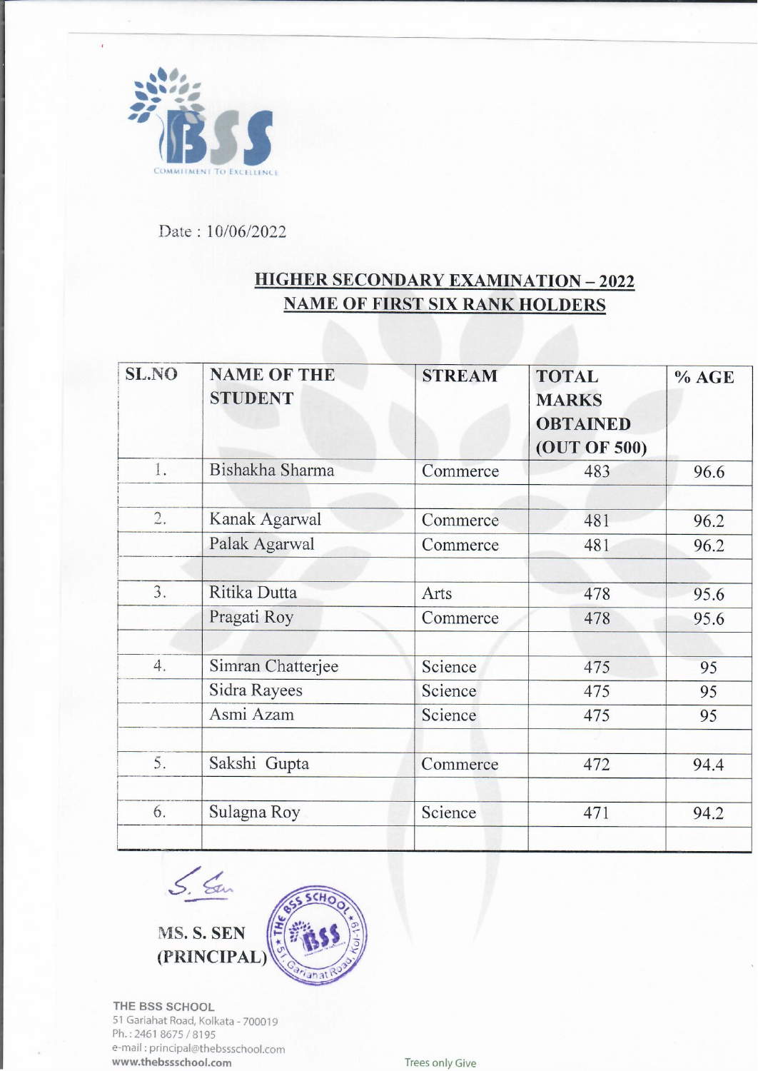COMMITMENT TO EXCELLENCE

Date : 10/06/2022

## HIGHER SECONDARY EXAMINATION – 2022
## NAME OF FIRST SIX RANK HOLDERS

| SL.NO | NAME OF THE STUDENT | STREAM | TOTAL MARKS OBTAINED (OUT OF 500) | % AGE |
|---|---|---|---|---|
| 1. | Bishakha Sharma | Commerce | 483 | 96.6 |
| | | | | |
| 2. | Kanak Agarwal | Commerce | 481 | 96.2 |
| | Palak Agarwal | Commerce | 481 | 96.2 |
| | | | | |
| 3. | Ritika Dutta | Arts | 478 | 95.6 |
| | Pragati Roy | Commerce | 478 | 95.6 |
| | | | | |
| 4. | Simran Chatterjee | Science | 475 | 95 |
| | Sidra Rayees | Science | 475 | 95 |
| | Asmi Azam | Science | 475 | 95 |
| | | | | |
| 5. | Sakshi Gupta | Commerce | 472 | 94.4 |
| | | | | |
| 6. | Sulagna Roy | Science | 471 | 94.2 |
| | | | | |

S. Sen

**MS. S. SEN**
**(PRINCIPAL)**

THE BSS SCHOOL
51 Gariahat Road, Kolkata - 700019
Ph. : 2461 8675 / 8195
e-mail : principal@thebssschool.com
www.thebssschool.com

Trees only Give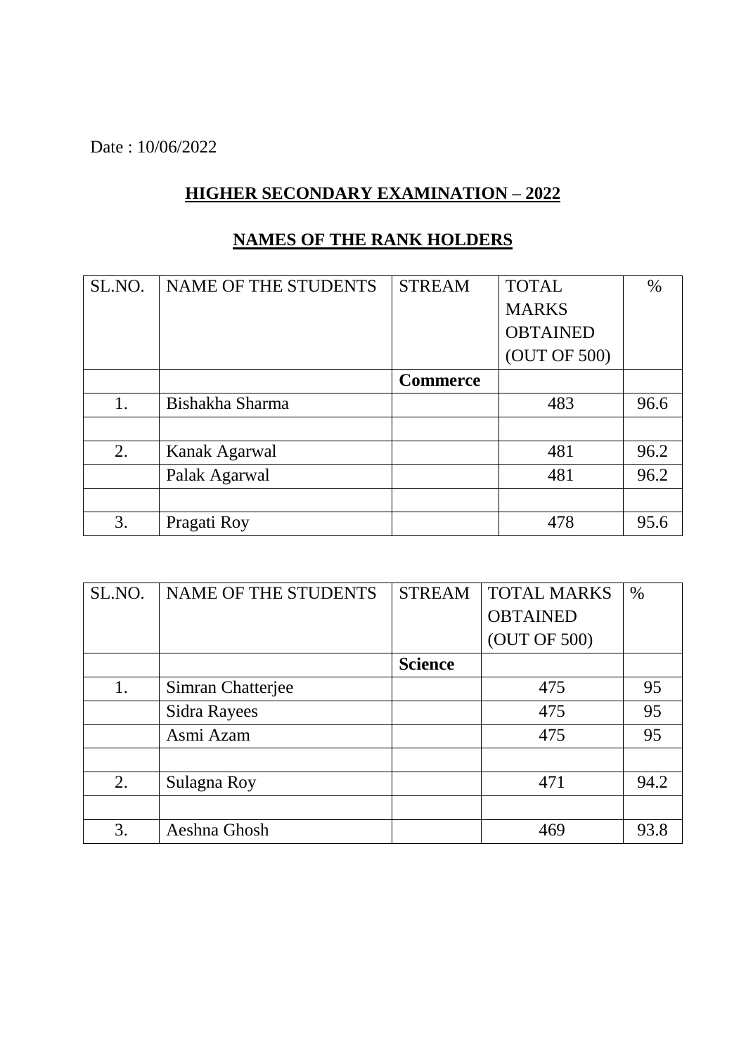Date : 10/06/2022

## HIGHER SECONDARY EXAMINATION – 2022

## NAMES OF THE RANK HOLDERS

| SL.NO. | NAME OF THE STUDENTS | STREAM | TOTAL MARKS OBTAINED (OUT OF 500) | % |
|---|---|---|---|---|
| | | **Commerce** | | |
| 1. | Bishakha Sharma | | 483 | 96.6 |
| | | | | |
| 2. | Kanak Agarwal | | 481 | 96.2 |
| | Palak Agarwal | | 481 | 96.2 |
| | | | | |
| 3. | Pragati Roy | | 478 | 95.6 |

| SL.NO. | NAME OF THE STUDENTS | STREAM | TOTAL MARKS OBTAINED (OUT OF 500) | % |
|---|---|---|---|---|
| | | **Science** | | |
| 1. | Simran Chatterjee | | 475 | 95 |
| | Sidra Rayees | | 475 | 95 |
| | Asmi Azam | | 475 | 95 |
| | | | | |
| 2. | Sulagna Roy | | 471 | 94.2 |
| | | | | |
| 3. | Aeshna Ghosh | | 469 | 93.8 |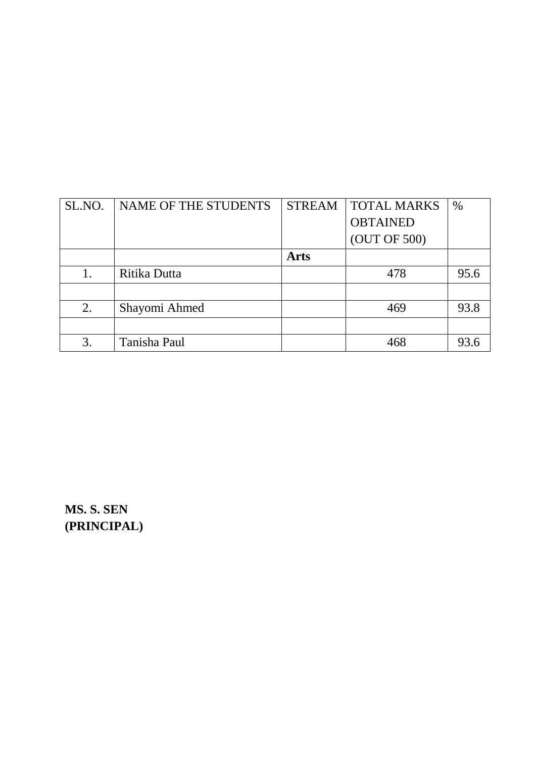| SL.NO. | NAME OF THE STUDENTS | STREAM | TOTAL MARKS OBTAINED (OUT OF 500) | % |
|---|---|---|---|---|
| | | **Arts** | | |
| 1. | Ritika Dutta | | 478 | 95.6 |
| | | | | |
| 2. | Shayomi Ahmed | | 469 | 93.8 |
| | | | | |
| 3. | Tanisha Paul | | 468 | 93.6 |

**MS. S. SEN**
**(PRINCIPAL)**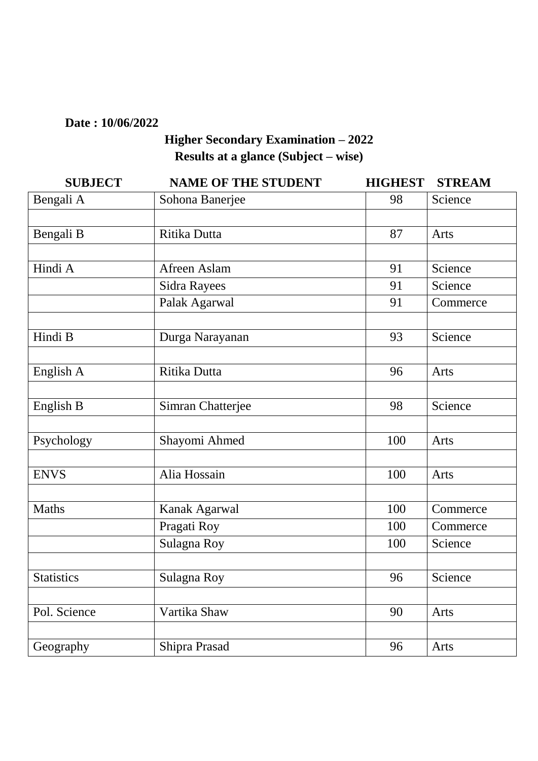**Date : 10/06/2022**

## Higher Secondary Examination – 2022
## Results at a glance (Subject – wise)

| SUBJECT | NAME OF THE STUDENT | HIGHEST | STREAM |
|---|---|---|---|
| Bengali A | Sohona Banerjee | 98 | Science |
| | | | |
| Bengali B | Ritika Dutta | 87 | Arts |
| | | | |
| Hindi A | Afreen Aslam | 91 | Science |
| | Sidra Rayees | 91 | Science |
| | Palak Agarwal | 91 | Commerce |
| | | | |
| Hindi B | Durga Narayanan | 93 | Science |
| | | | |
| English A | Ritika Dutta | 96 | Arts |
| | | | |
| English B | Simran Chatterjee | 98 | Science |
| | | | |
| Psychology | Shayomi Ahmed | 100 | Arts |
| | | | |
| ENVS | Alia Hossain | 100 | Arts |
| | | | |
| Maths | Kanak Agarwal | 100 | Commerce |
| | Pragati Roy | 100 | Commerce |
| | Sulagna Roy | 100 | Science |
| | | | |
| Statistics | Sulagna Roy | 96 | Science |
| | | | |
| Pol. Science | Vartika Shaw | 90 | Arts |
| | | | |
| Geography | Shipra Prasad | 96 | Arts |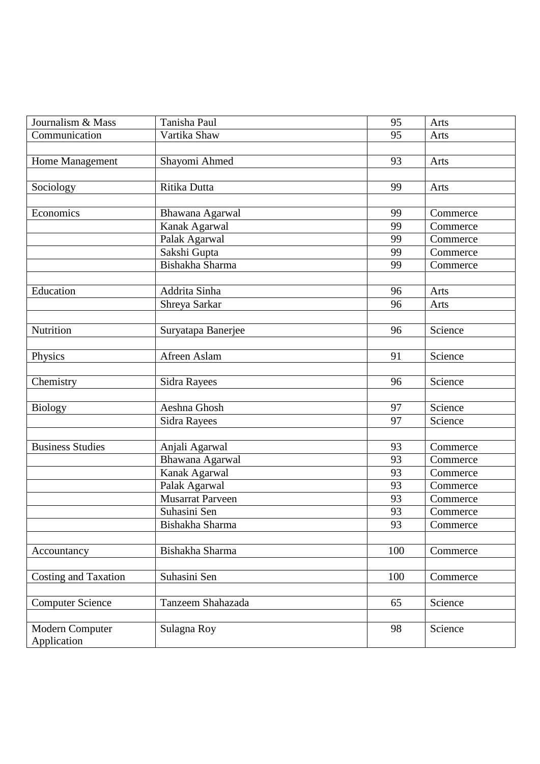| Journalism & Mass | Tanisha Paul | 95 | Arts |
|---|---|---|---|
| Communication | Vartika Shaw | 95 | Arts |
| | | | |
| Home Management | Shayomi Ahmed | 93 | Arts |
| | | | |
| Sociology | Ritika Dutta | 99 | Arts |
| | | | |
| Economics | Bhawana Agarwal | 99 | Commerce |
| | Kanak Agarwal | 99 | Commerce |
| | Palak Agarwal | 99 | Commerce |
| | Sakshi Gupta | 99 | Commerce |
| | Bishakha Sharma | 99 | Commerce |
| | | | |
| Education | Addrita Sinha | 96 | Arts |
| | Shreya Sarkar | 96 | Arts |
| | | | |
| Nutrition | Suryatapa Banerjee | 96 | Science |
| | | | |
| Physics | Afreen Aslam | 91 | Science |
| | | | |
| Chemistry | Sidra Rayees | 96 | Science |
| | | | |
| Biology | Aeshna Ghosh | 97 | Science |
| | Sidra Rayees | 97 | Science |
| | | | |
| Business Studies | Anjali Agarwal | 93 | Commerce |
| | Bhawana Agarwal | 93 | Commerce |
| | Kanak Agarwal | 93 | Commerce |
| | Palak Agarwal | 93 | Commerce |
| | Musarrat Parveen | 93 | Commerce |
| | Suhasini Sen | 93 | Commerce |
| | Bishakha Sharma | 93 | Commerce |
| | | | |
| Accountancy | Bishakha Sharma | 100 | Commerce |
| | | | |
| Costing and Taxation | Suhasini Sen | 100 | Commerce |
| | | | |
| Computer Science | Tanzeem Shahazada | 65 | Science |
| | | | |
| Modern Computer Application | Sulagna Roy | 98 | Science |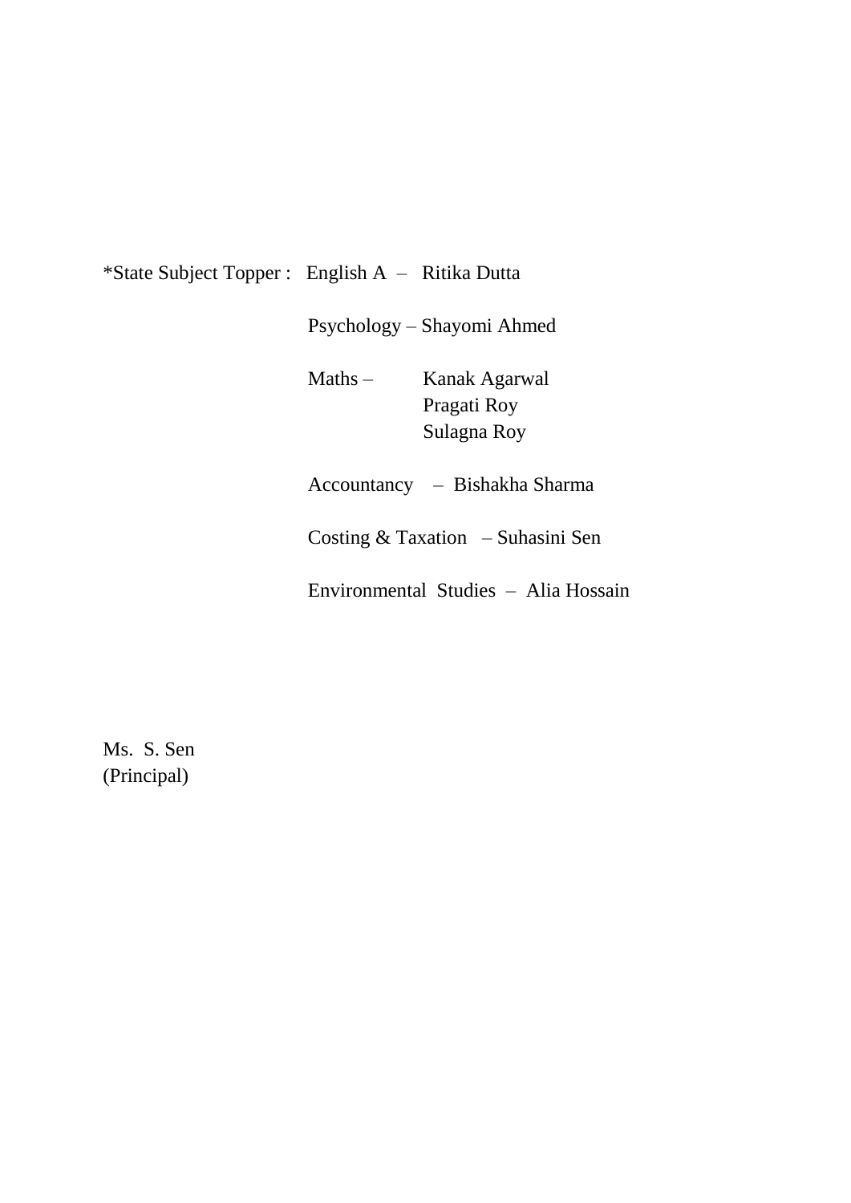*State Subject Topper : English A – Ritika Dutta

Psychology – Shayomi Ahmed

Maths – Kanak Agarwal
Pragati Roy
Sulagna Roy

Accountancy – Bishakha Sharma

Costing & Taxation – Suhasini Sen

Environmental Studies – Alia Hossain

Ms. S. Sen
(Principal)